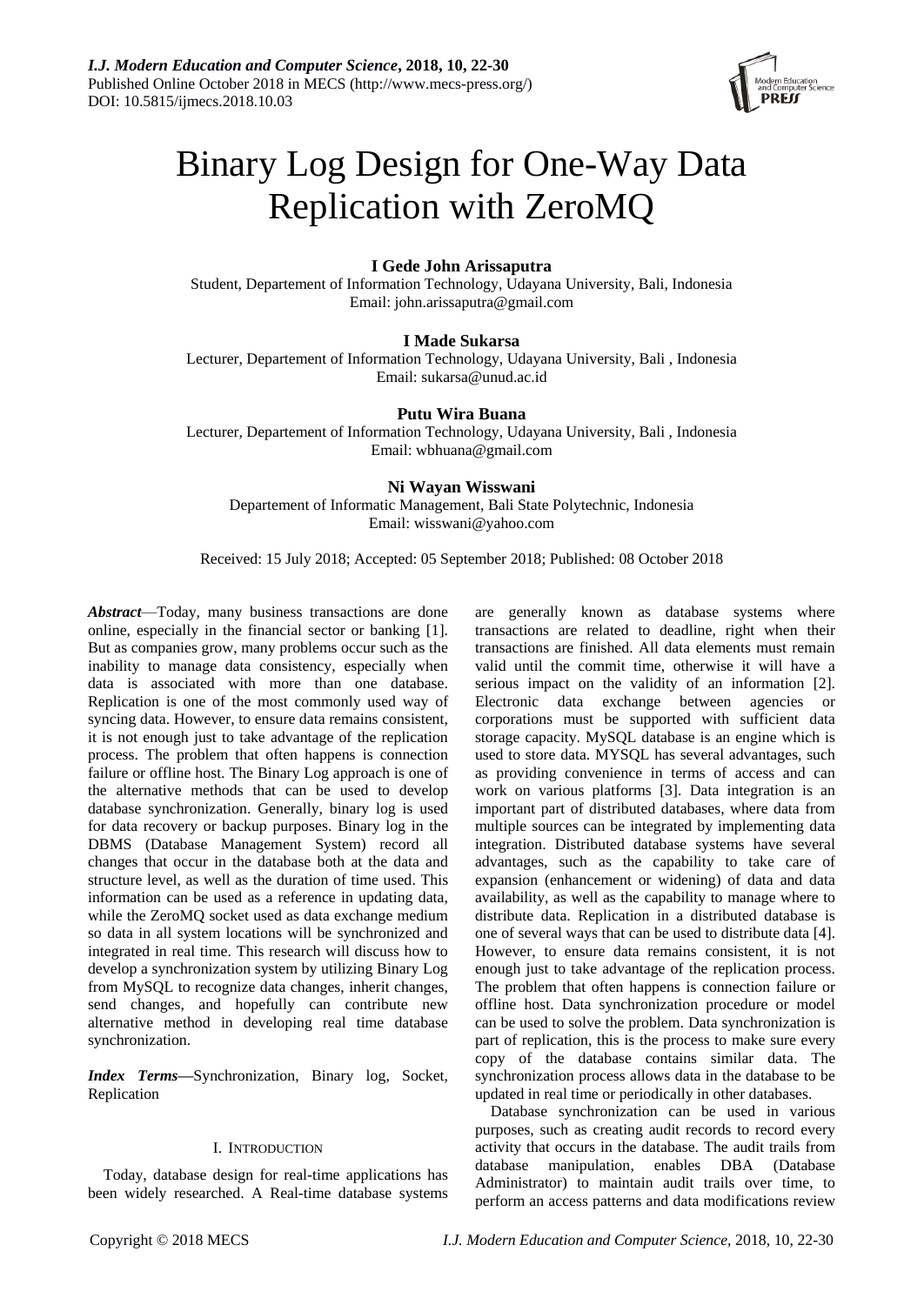# Binary Log Design for One-Way Data Replication with ZeroMQ

**I Gede John Arissaputra**
Student, Departement of Information Technology, Udayana University, Bali, Indonesia
Email: john.arissaputra@gmail.com

**I Made Sukarsa**
Lecturer, Departement of Information Technology, Udayana University, Bali , Indonesia
Email: sukarsa@unud.ac.id

**Putu Wira Buana**
Lecturer, Departement of Information Technology, Udayana University, Bali , Indonesia
Email: wbhuana@gmail.com

**Ni Wayan Wisswani**
Departement of Informatic Management, Bali State Polytechnic, Indonesia
Email: wisswani@yahoo.com

Received: 15 July 2018; Accepted: 05 September 2018; Published: 08 October 2018

***Abstract***—Today, many business transactions are done online, especially in the financial sector or banking [1]. But as companies grow, many problems occur such as the inability to manage data consistency, especially when data is associated with more than one database. Replication is one of the most commonly used way of syncing data. However, to ensure data remains consistent, it is not enough just to take advantage of the replication process. The problem that often happens is connection failure or offline host. The Binary Log approach is one of the alternative methods that can be used to develop database synchronization. Generally, binary log is used for data recovery or backup purposes. Binary log in the DBMS (Database Management System) record all changes that occur in the database both at the data and structure level, as well as the duration of time used. This information can be used as a reference in updating data, while the ZeroMQ socket used as data exchange medium so data in all system locations will be synchronized and integrated in real time. This research will discuss how to develop a synchronization system by utilizing Binary Log from MySQL to recognize data changes, inherit changes, send changes, and hopefully can contribute new alternative method in developing real time database synchronization.

***Index Terms***—Synchronization, Binary log, Socket, Replication

## I. Introduction

Today, database design for real-time applications has been widely researched. A Real-time database systems are generally known as database systems where transactions are related to deadline, right when their transactions are finished. All data elements must remain valid until the commit time, otherwise it will have a serious impact on the validity of an information [2]. Electronic data exchange between agencies or corporations must be supported with sufficient data storage capacity. MySQL database is an engine which is used to store data. MYSQL has several advantages, such as providing convenience in terms of access and can work on various platforms [3]. Data integration is an important part of distributed databases, where data from multiple sources can be integrated by implementing data integration. Distributed database systems have several advantages, such as the capability to take care of expansion (enhancement or widening) of data and data availability, as well as the capability to manage where to distribute data. Replication in a distributed database is one of several ways that can be used to distribute data [4]. However, to ensure data remains consistent, it is not enough just to take advantage of the replication process. The problem that often happens is connection failure or offline host. Data synchronization procedure or model can be used to solve the problem. Data synchronization is part of replication, this is the process to make sure every copy of the database contains similar data. The synchronization process allows data in the database to be updated in real time or periodically in other databases.

Database synchronization can be used in various purposes, such as creating audit records to record every activity that occurs in the database. The audit trails from database manipulation, enables DBA (Database Administrator) to maintain audit trails over time, to perform an access patterns and data modifications review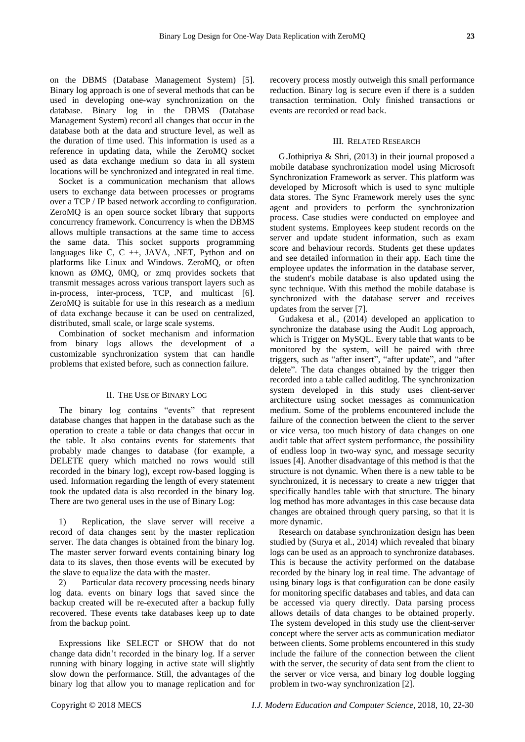on the DBMS (Database Management System) [5]. Binary log approach is one of several methods that can be used in developing one-way synchronization on the database. Binary log in the DBMS (Database Management System) record all changes that occur in the database both at the data and structure level, as well as the duration of time used. This information is used as a reference in updating data, while the ZeroMQ socket used as data exchange medium so data in all system locations will be synchronized and integrated in real time.

Socket is a communication mechanism that allows users to exchange data between processes or programs over a TCP / IP based network according to configuration. ZeroMQ is an open source socket library that supports concurrency framework. Concurrency is when the DBMS allows multiple transactions at the same time to access the same data. This socket supports programming languages like C, C ++, JAVA, .NET, Python and on platforms like Linux and Windows. ZeroMQ, or often known as ØMQ, 0MQ, or zmq provides sockets that transmit messages across various transport layers such as in-process, inter-process, TCP, and multicast [6]. ZeroMQ is suitable for use in this research as a medium of data exchange because it can be used on centralized, distributed, small scale, or large scale systems.

Combination of socket mechanism and information from binary logs allows the development of a customizable synchronization system that can handle problems that existed before, such as connection failure.

## II. The Use of Binary Log

The binary log contains "events" that represent database changes that happen in the database such as the operation to create a table or data changes that occur in the table. It also contains events for statements that probably made changes to database (for example, a DELETE query which matched no rows would still recorded in the binary log), except row-based logging is used. Information regarding the length of every statement took the updated data is also recorded in the binary log. There are two general uses in the use of Binary Log:

1) Replication, the slave server will receive a record of data changes sent by the master replication server. The data changes is obtained from the binary log. The master server forward events containing binary log data to its slaves, then those events will be executed by the slave to equalize the data with the master.

2) Particular data recovery processing needs binary log data. events on binary logs that saved since the backup created will be re-executed after a backup fully recovered. These events take databases keep up to date from the backup point.

Expressions like SELECT or SHOW that do not change data didn't recorded in the binary log. If a server running with binary logging in active state will slightly slow down the performance. Still, the advantages of the binary log that allow you to manage replication and for recovery process mostly outweigh this small performance reduction. Binary log is secure even if there is a sudden transaction termination. Only finished transactions or events are recorded or read back.

## III. Related Research

G.Jothipriya & Shri, (2013) in their journal proposed a mobile database synchronization model using Microsoft Synchronization Framework as server. This platform was developed by Microsoft which is used to sync multiple data stores. The Sync Framework merely uses the sync agent and providers to perform the synchronization process. Case studies were conducted on employee and student systems. Employees keep student records on the server and update student information, such as exam score and behaviour records. Students get these updates and see detailed information in their app. Each time the employee updates the information in the database server, the student's mobile database is also updated using the sync technique. With this method the mobile database is synchronized with the database server and receives updates from the server [7].

Gudakesa et al., (2014) developed an application to synchronize the database using the Audit Log approach, which is Trigger on MySQL. Every table that wants to be monitored by the system, will be paired with three triggers, such as "after insert", "after update", and "after delete". The data changes obtained by the trigger then recorded into a table called auditlog. The synchronization system developed in this study uses client-server architecture using socket messages as communication medium. Some of the problems encountered include the failure of the connection between the client to the server or vice versa, too much history of data changes on one audit table that affect system performance, the possibility of endless loop in two-way sync, and message security issues [4]. Another disadvantage of this method is that the structure is not dynamic. When there is a new table to be synchronized, it is necessary to create a new trigger that specifically handles table with that structure. The binary log method has more advantages in this case because data changes are obtained through query parsing, so that it is more dynamic.

Research on database synchronization design has been studied by (Surya et al., 2014) which revealed that binary logs can be used as an approach to synchronize databases. This is because the activity performed on the database recorded by the binary log in real time. The advantage of using binary logs is that configuration can be done easily for monitoring specific databases and tables, and data can be accessed via query directly. Data parsing process allows details of data changes to be obtained properly. The system developed in this study use the client-server concept where the server acts as communication mediator between clients. Some problems encountered in this study include the failure of the connection between the client with the server, the security of data sent from the client to the server or vice versa, and binary log double logging problem in two-way synchronization [2].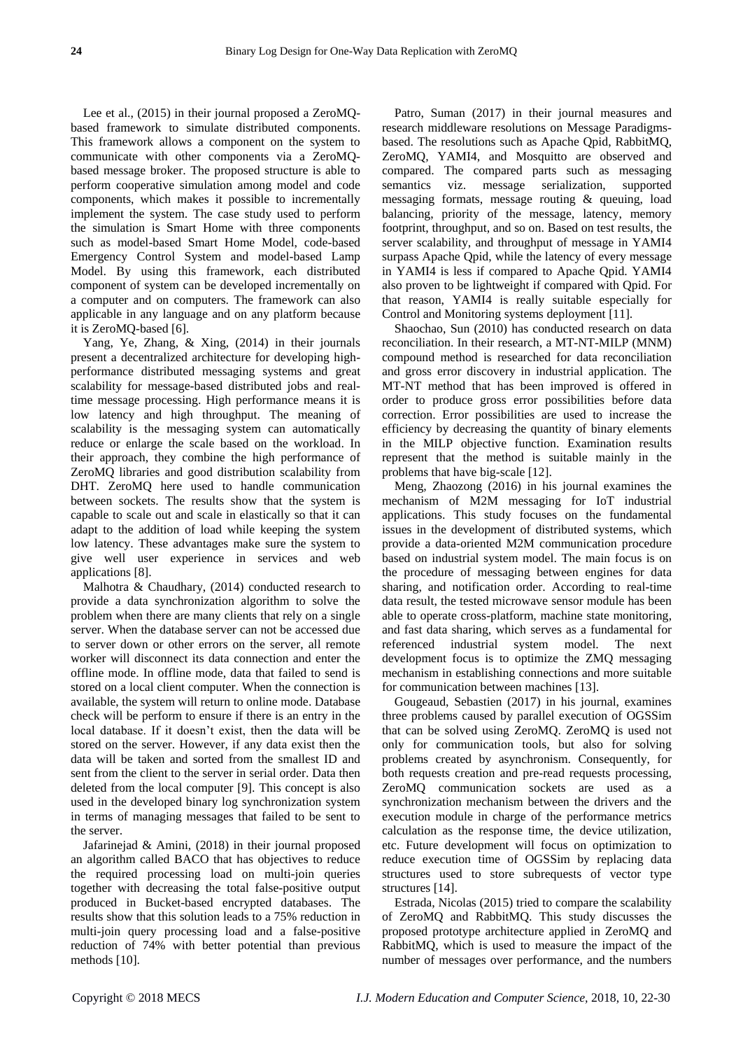Lee et al., (2015) in their journal proposed a ZeroMQ-based framework to simulate distributed components. This framework allows a component on the system to communicate with other components via a ZeroMQ-based message broker. The proposed structure is able to perform cooperative simulation among model and code components, which makes it possible to incrementally implement the system. The case study used to perform the simulation is Smart Home with three components such as model-based Smart Home Model, code-based Emergency Control System and model-based Lamp Model. By using this framework, each distributed component of system can be developed incrementally on a computer and on computers. The framework can also applicable in any language and on any platform because it is ZeroMQ-based [6].

Yang, Ye, Zhang, & Xing, (2014) in their journals present a decentralized architecture for developing high-performance distributed messaging systems and great scalability for message-based distributed jobs and real-time message processing. High performance means it is low latency and high throughput. The meaning of scalability is the messaging system can automatically reduce or enlarge the scale based on the workload. In their approach, they combine the high performance of ZeroMQ libraries and good distribution scalability from DHT. ZeroMQ here used to handle communication between sockets. The results show that the system is capable to scale out and scale in elastically so that it can adapt to the addition of load while keeping the system low latency. These advantages make sure the system to give well user experience in services and web applications [8].

Malhotra & Chaudhary, (2014) conducted research to provide a data synchronization algorithm to solve the problem when there are many clients that rely on a single server. When the database server can not be accessed due to server down or other errors on the server, all remote worker will disconnect its data connection and enter the offline mode. In offline mode, data that failed to send is stored on a local client computer. When the connection is available, the system will return to online mode. Database check will be perform to ensure if there is an entry in the local database. If it doesn't exist, then the data will be stored on the server. However, if any data exist then the data will be taken and sorted from the smallest ID and sent from the client to the server in serial order. Data then deleted from the local computer [9]. This concept is also used in the developed binary log synchronization system in terms of managing messages that failed to be sent to the server.

Jafarinejad & Amini, (2018) in their journal proposed an algorithm called BACO that has objectives to reduce the required processing load on multi-join queries together with decreasing the total false-positive output produced in Bucket-based encrypted databases. The results show that this solution leads to a 75% reduction in multi-join query processing load and a false-positive reduction of 74% with better potential than previous methods [10].

Patro, Suman (2017) in their journal measures and research middleware resolutions on Message Paradigms-based. The resolutions such as Apache Qpid, RabbitMQ, ZeroMQ, YAMI4, and Mosquitto are observed and compared. The compared parts such as messaging semantics viz. message serialization, supported messaging formats, message routing & queuing, load balancing, priority of the message, latency, memory footprint, throughput, and so on. Based on test results, the server scalability, and throughput of message in YAMI4 surpass Apache Qpid, while the latency of every message in YAMI4 is less if compared to Apache Qpid. YAMI4 also proven to be lightweight if compared with Qpid. For that reason, YAMI4 is really suitable especially for Control and Monitoring systems deployment [11].

Shaochao, Sun (2010) has conducted research on data reconciliation. In their research, a MT-NT-MILP (MNM) compound method is researched for data reconciliation and gross error discovery in industrial application. The MT-NT method that has been improved is offered in order to produce gross error possibilities before data correction. Error possibilities are used to increase the efficiency by decreasing the quantity of binary elements in the MILP objective function. Examination results represent that the method is suitable mainly in the problems that have big-scale [12].

Meng, Zhaozong (2016) in his journal examines the mechanism of M2M messaging for IoT industrial applications. This study focuses on the fundamental issues in the development of distributed systems, which provide a data-oriented M2M communication procedure based on industrial system model. The main focus is on the procedure of messaging between engines for data sharing, and notification order. According to real-time data result, the tested microwave sensor module has been able to operate cross-platform, machine state monitoring, and fast data sharing, which serves as a fundamental for referenced industrial system model. The next development focus is to optimize the ZMQ messaging mechanism in establishing connections and more suitable for communication between machines [13].

Gougeaud, Sebastien (2017) in his journal, examines three problems caused by parallel execution of OGSSim that can be solved using ZeroMQ. ZeroMQ is used not only for communication tools, but also for solving problems created by asynchronism. Consequently, for both requests creation and pre-read requests processing, ZeroMQ communication sockets are used as a synchronization mechanism between the drivers and the execution module in charge of the performance metrics calculation as the response time, the device utilization, etc. Future development will focus on optimization to reduce execution time of OGSSim by replacing data structures used to store subrequests of vector type structures [14].

Estrada, Nicolas (2015) tried to compare the scalability of ZeroMQ and RabbitMQ. This study discusses the proposed prototype architecture applied in ZeroMQ and RabbitMQ, which is used to measure the impact of the number of messages over performance, and the numbers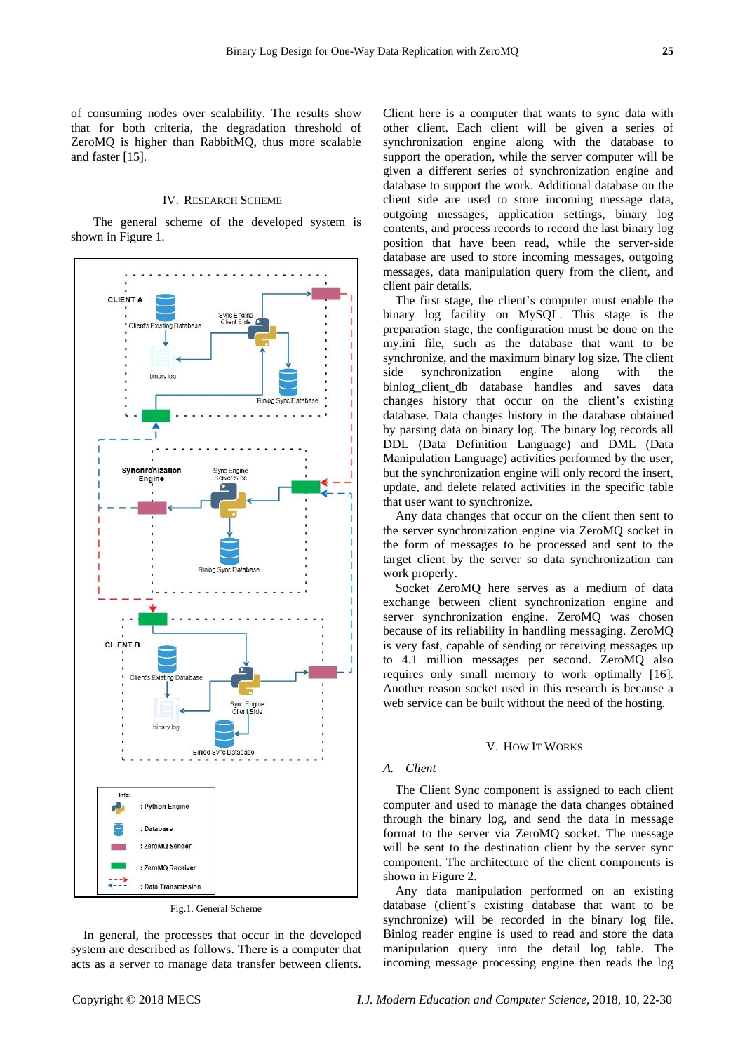of consuming nodes over scalability. The results show that for both criteria, the degradation threshold of ZeroMQ is higher than RabbitMQ, thus more scalable and faster [15].

## IV. Research Scheme

The general scheme of the developed system is shown in Figure 1.

Fig.1. General Scheme

In general, the processes that occur in the developed system are described as follows. There is a computer that acts as a server to manage data transfer between clients. Client here is a computer that wants to sync data with other client. Each client will be given a series of synchronization engine along with the database to support the operation, while the server computer will be given a different series of synchronization engine and database to support the work. Additional database on the client side are used to store incoming message data, outgoing messages, application settings, binary log contents, and process records to record the last binary log position that have been read, while the server-side database are used to store incoming messages, outgoing messages, data manipulation query from the client, and client pair details.

The first stage, the client's computer must enable the binary log facility on MySQL. This stage is the preparation stage, the configuration must be done on the my.ini file, such as the database that want to be synchronize, and the maximum binary log size. The client side synchronization engine along with the binlog_client_db database handles and saves data changes history that occur on the client's existing database. Data changes history in the database obtained by parsing data on binary log. The binary log records all DDL (Data Definition Language) and DML (Data Manipulation Language) activities performed by the user, but the synchronization engine will only record the insert, update, and delete related activities in the specific table that user want to synchronize.

Any data changes that occur on the client then sent to the server synchronization engine via ZeroMQ socket in the form of messages to be processed and sent to the target client by the server so data synchronization can work properly.

Socket ZeroMQ here serves as a medium of data exchange between client synchronization engine and server synchronization engine. ZeroMQ was chosen because of its reliability in handling messaging. ZeroMQ is very fast, capable of sending or receiving messages up to 4.1 million messages per second. ZeroMQ also requires only small memory to work optimally [16]. Another reason socket used in this research is because a web service can be built without the need of the hosting.

## V. How It Works

### A. Client

The Client Sync component is assigned to each client computer and used to manage the data changes obtained through the binary log, and send the data in message format to the server via ZeroMQ socket. The message will be sent to the destination client by the server sync component. The architecture of the client components is shown in Figure 2.

Any data manipulation performed on an existing database (client's existing database that want to be synchronize) will be recorded in the binary log file. Binlog reader engine is used to read and store the data manipulation query into the detail log table. The incoming message processing engine then reads the log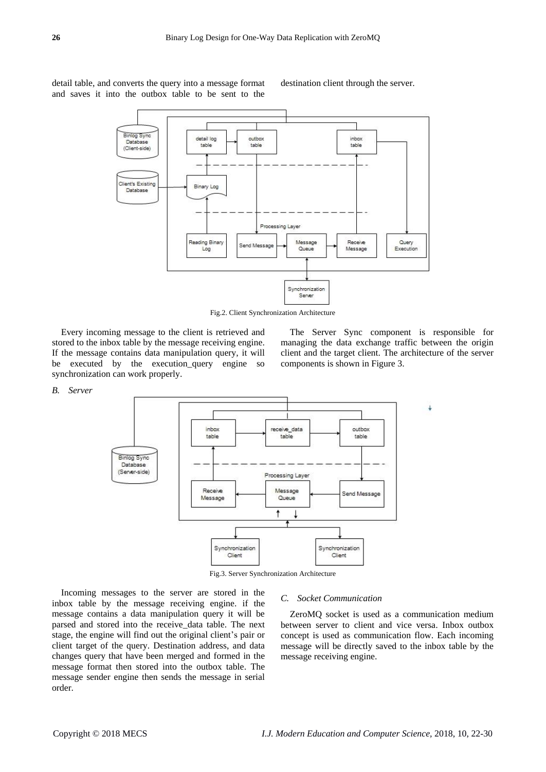detail table, and converts the query into a message format and saves it into the outbox table to be sent to the destination client through the server.

Fig.2. Client Synchronization Architecture

Every incoming message to the client is retrieved and stored to the inbox table by the message receiving engine. If the message contains data manipulation query, it will be executed by the execution_query engine so synchronization can work properly.

The Server Sync component is responsible for managing the data exchange traffic between the origin client and the target client. The architecture of the server components is shown in Figure 3.

### B. Server

Fig.3. Server Synchronization Architecture

Incoming messages to the server are stored in the inbox table by the message receiving engine. if the message contains a data manipulation query it will be parsed and stored into the receive_data table. The next stage, the engine will find out the original client's pair or client target of the query. Destination address, and data changes query that have been merged and formed in the message format then stored into the outbox table. The message sender engine then sends the message in serial order.

### C. Socket Communication

ZeroMQ socket is used as a communication medium between server to client and vice versa. Inbox outbox concept is used as communication flow. Each incoming message will be directly saved to the inbox table by the message receiving engine.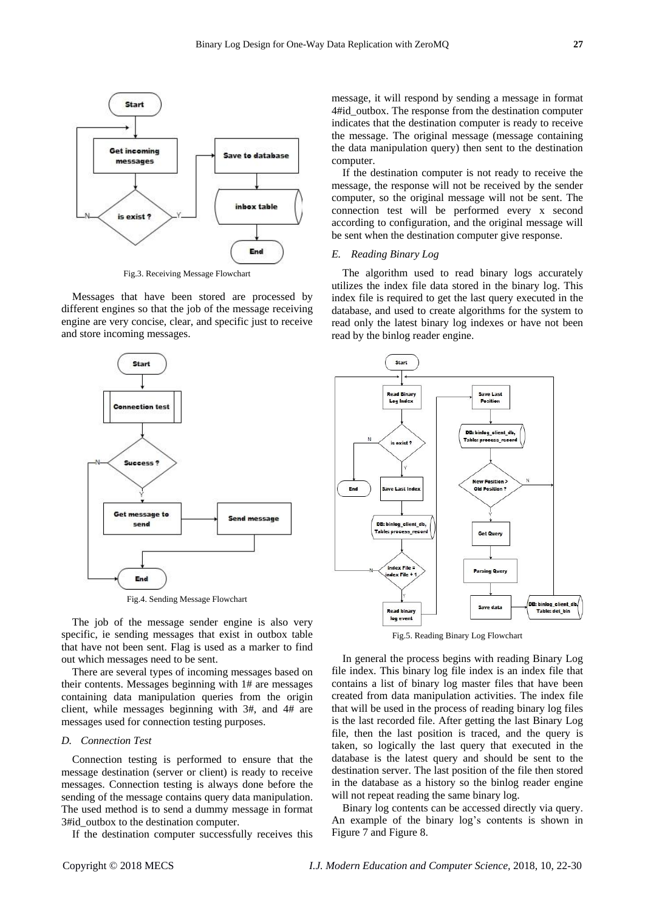Fig.3. Receiving Message Flowchart

Messages that have been stored are processed by different engines so that the job of the message receiving engine are very concise, clear, and specific just to receive and store incoming messages.

Fig.4. Sending Message Flowchart

The job of the message sender engine is also very specific, ie sending messages that exist in outbox table that have not been sent. Flag is used as a marker to find out which messages need to be sent.

There are several types of incoming messages based on their contents. Messages beginning with 1# are messages containing data manipulation queries from the origin client, while messages beginning with 3#, and 4# are messages used for connection testing purposes.

### *D. Connection Test*

Connection testing is performed to ensure that the message destination (server or client) is ready to receive messages. Connection testing is always done before the sending of the message contains query data manipulation. The used method is to send a dummy message in format 3#id_outbox to the destination computer.

If the destination computer successfully receives this message, it will respond by sending a message in format 4#id_outbox. The response from the destination computer indicates that the destination computer is ready to receive the message. The original message (message containing the data manipulation query) then sent to the destination computer.

If the destination computer is not ready to receive the message, the response will not be received by the sender computer, so the original message will not be sent. The connection test will be performed every x second according to configuration, and the original message will be sent when the destination computer give response.

### *E. Reading Binary Log*

The algorithm used to read binary logs accurately utilizes the index file data stored in the binary log. This index file is required to get the last query executed in the database, and used to create algorithms for the system to read only the latest binary log indexes or have not been read by the binlog reader engine.

Fig.5. Reading Binary Log Flowchart

In general the process begins with reading Binary Log file index. This binary log file index is an index file that contains a list of binary log master files that have been created from data manipulation activities. The index file that will be used in the process of reading binary log files is the last recorded file. After getting the last Binary Log file, then the last position is traced, and the query is taken, so logically the last query that executed in the database is the latest query and should be sent to the destination server. The last position of the file then stored in the database as a history so the binlog reader engine will not repeat reading the same binary log.

Binary log contents can be accessed directly via query. An example of the binary log's contents is shown in Figure 7 and Figure 8.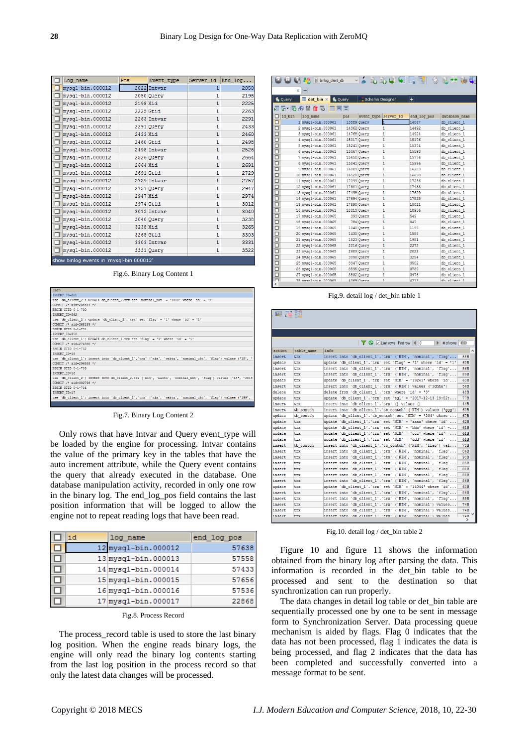| Log_name | Pos | Event_type | Server_id | End_log... |
|---|---|---|---|---|
| mysql-bin.000012 | 2022 | Intvar | 1 | 2050 |
| mysql-bin.000012 | 2050 | Query | 1 | 2198 |
| mysql-bin.000012 | 2198 | Xid | 1 | 2225 |
| mysql-bin.000012 | 2225 | Gtid | 1 | 2263 |
| mysql-bin.000012 | 2263 | Intvar | 1 | 2291 |
| mysql-bin.000012 | 2291 | Query | 1 | 2433 |
| mysql-bin.000012 | 2433 | Xid | 1 | 2460 |
| mysql-bin.000012 | 2460 | Gtid | 1 | 2498 |
| mysql-bin.000012 | 2498 | Intvar | 1 | 2526 |
| mysql-bin.000012 | 2526 | Query | 1 | 2664 |
| mysql-bin.000012 | 2664 | Xid | 1 | 2691 |
| mysql-bin.000012 | 2691 | Gtid | 1 | 2729 |
| mysql-bin.000012 | 2729 | Intvar | 1 | 2757 |
| mysql-bin.000012 | 2757 | Query | 1 | 2947 |
| mysql-bin.000012 | 2947 | Xid | 1 | 2974 |
| mysql-bin.000012 | 2974 | Gtid | 1 | 3012 |
| mysql-bin.000012 | 3012 | Intvar | 1 | 3040 |
| mysql-bin.000012 | 3040 | Query | 1 | 3238 |
| mysql-bin.000012 | 3238 | Xid | 1 | 3265 |
| mysql-bin.000012 | 3265 | Gtid | 1 | 3303 |
| mysql-bin.000012 | 3303 | Intvar | 1 | 3331 |
| mysql-bin.000012 | 3331 | Query | 1 | 3522 |

show binlog events in 'mysql-bin.000012'

Fig.6. Binary Log Content 1

```
Info
INSERT_ID=261
use `db_client_2`; UPDATE db_client_2.trx set `nominal_ukt` = '9000' where `id` = '7'
COMMIT /* xid=238844 */
BEGIN GTID 0-1-730
INSERT_ID=262
use `db_client_2`; update `db_client_2`.`trx` set `flag` = '1' where `id` = '1'
COMMIT /* xid=268185 */
BEGIN GTID 0-1-731
INSERT_ID=250
use `db_client_1`; UPDATE db_client_1.trx set `flag` = '1' where `id` = '1'
COMMIT /* xid=274886 */
BEGIN GTID 0-1-732
INSERT_ID=16
use `db_client_1`; insert into `db_client_1`.`trx` (`nim`, `waktu`, `nominal_ukt`, `flag`) values ('18', '
COMMIT /* xid=296888 */
BEGIN GTID 0-1-733
INSERT_ID=16
use `db_client_2`; INSERT INTO db_client_2.trx (`nim`, `waktu`, `nominal_ukt`, `flag`) values ('16', '2018
COMMIT /* xid=302798 */
BEGIN GTID 0-1-734
INSERT_ID=17
use `db_client_1`; insert into `db_client_1`.`trx` (`nim`, `waktu`, `nominal_ukt`, `flag`) values ('199',
```

Fig.7. Binary Log Content 2

Only rows that have Intvar and Query event_type will be loaded by the engine for processing. Intvar contains the value of the primary key in the tables that have the auto increment attribute, while the Query event contains the query that already executed in the database. One database manipulation activity, recorded in only one row in the binary log. The end_log_pos field contains the last position information that will be logged to allow the engine not to repeat reading logs that have been read.

| id | log_name | end_log_pos |
|---|---|---|
| 12 | mysql-bin.000012 | 57638 |
| 13 | mysql-bin.000013 | 57558 |
| 14 | mysql-bin.000014 | 57433 |
| 15 | mysql-bin.000015 | 57656 |
| 16 | mysql-bin.000016 | 57536 |
| 17 | mysql-bin.000017 | 22868 |

Fig.8. Process Record

The process_record table is used to store the last binary log position. When the engine reads binary logs, the engine will only read the binary log contents starting from the last log position in the process record so that only the latest data changes will be processed.

| id_bin | log_name | pos | event_type | server_id | end_log_pos | database_name |
|---|---|---|---|---|---|---|
| 1 | mysql-bin.000061 | 13889 | Query | 1 | 14047 | db_client_1 |
| 2 | mysql-bin.000061 | 14362 | Query | 1 | 14492 | db_client_1 |
| 3 | mysql-bin.000061 | 14768 | Query | 1 | 14924 | db_client_1 |
| 4 | mysql-bin.000061 | 15017 | Query | 1 | 15176 | db_client_1 |
| 5 | mysql-bin.000061 | 15241 | Query | 1 | 15374 | db_client_1 |
| 6 | mysql-bin.000061 | 15467 | Query | 1 | 15593 | db_client_1 |
| 7 | mysql-bin.000061 | 15658 | Query | 1 | 15776 | db_client_1 |
| 8 | mysql-bin.000061 | 15841 | Query | 1 | 15996 | db_client_1 |
| 9 | mysql-bin.000061 | 16089 | Query | 1 | 16203 | db_client_1 |
| 10 | mysql-bin.000061 | 16520 | Query | 1 | 16650 | db_client_1 |
| 11 | mysql-bin.000061 | 17099 | Query | 1 | 17236 | db_client_1 |
| 12 | mysql-bin.000061 | 17301 | Query | 1 | 17433 | db_client_1 |
| 13 | mysql-bin.000061 | 17498 | Query | 1 | 17629 | db_client_1 |
| 14 | mysql-bin.000061 | 17694 | Query | 1 | 17825 | db_client_1 |
| 15 | mysql-bin.000061 | 17890 | Query | 1 | 18021 | db_client_1 |
| 16 | mysql-bin.000061 | 18813 | Query | 1 | 18956 | db_client_1 |
| 17 | mysql-bin.000065 | 393 | Query | 1 | 549 | db_client_1 |
| 18 | mysql-bin.000065 | 784 | Query | 1 | 947 | db_client_1 |
| 19 | mysql-bin.000065 | 1040 | Query | 1 | 1195 | db_client_1 |
| 20 | mysql-bin.000065 | 1430 | Query | 1 | 1588 | db_client_1 |
| 21 | mysql-bin.000065 | 1823 | Query | 1 | 1981 | db_client_1 |
| 22 | mysql-bin.000065 | 2216 | Query | 1 | 2372 | db_client_1 |
| 23 | mysql-bin.000065 | 2689 | Query | 1 | 2822 | db_client_1 |
| 24 | mysql-bin.000065 | 3098 | Query | 1 | 3254 | db_client_1 |
| 25 | mysql-bin.000065 | 3347 | Query | 1 | 3502 | db_client_1 |
| 26 | mysql-bin.000065 | 3595 | Query | 1 | 3739 | db_client_1 |
| 27 | mysql-bin.000065 | 3832 | Query | 1 | 3976 | db_client_1 |
| 28 | mysql-bin.000065 | 4069 | Query | 1 | 4213 | db_client_1 |

Fig.9. detail log / det_bin table 1

| action | table_name | info |
|---|---|---|
| insert | trx | insert into `db_client_1`.`trx` (`NIM`, `nominal`, `flag`... |
| update | trx | update `db_client_1`.`trx` set `flag` = '1' where `id` = '1' |
| insert | trx | insert into `db_client_1`.`trx` (`NIM`, `nominal`, `flag`... |
| insert | trx | insert into `db_client_1`.`trx` (`NIM`, `nominal`, `flag`... |
| update | trx | update `db_client_1`.`trx` set `NIM` = '19261' where `id`... |
| insert | trx | insert into `db_client_1`.`trx` (`NIM`) values ('jdhhs') |
| delete | trx | delete from `db_client_1`.`trx` where `id` = '3' |
| update | trx | update `db_client_1`.`trx` set `tgl` = '2017-12-13 19:02:... |
| insert | trx | insert into `db_client_1`.`trx` () values () |
| insert | tb_contoh | insert into `db_client_1`.`tb_contoh` (`NIM`) values ('ggg') |
| update | tb_contoh | update `db_client_1`.`tb_contoh` set `NIM` = '234' where ... |
| update | trx | update `db_client_1`.`trx` set `NIM` = 'aaaa' where `id` ... |
| update | trx | update `db_client_1`.`trx` set `NIM` = 'bbb' where `id` =... |
| update | trx | update `db_client_1`.`trx` set `NIM` = 'ccc' where `id` =... |
| update | trx | update `db_client_1`.`trx` set `NIM` = 'ddd' where `id` =... |
| insert | tb_contoh | insert into `db_client_1`.`tb_contoh` (`NIM`, `flag`) val... |
| insert | trx | insert into `db_client_1`.`trx` (`NIM`, `nominal`, `flag`... |
| insert | trx | insert into `db_client_1`.`trx` (`NIM`, `nominal`, `flag`... |
| insert | trx | insert into `db_client_1`.`trx` (`NIM`, `nominal`, `flag`... |
| insert | trx | insert into `db_client_1`.`trx` (`NIM`, `nominal`, `flag`... |
| insert | trx | insert into `db_client_1`.`trx` (`NIM`, `nominal`, `flag`... |
| insert | trx | insert into `db_client_1`.`trx` (`NIM`, `nominal`, `flag`... |
| update | trx | update `db_client_1`.`trx` set `NIM` = '14064' where `id`... |
| insert | trx | insert into `db_client_1`.`trx` (`NIM`, `nominal`, `flag`... |
| insert | trx | insert into `db_client_1`.`trx` (`NIM`, `nominal`, `flag`... |
| insert | trx | insert into `db_client_1`.`trx` (`NIM`, `nominal`) values... |
| insert | trx | insert into `db_client_1`.`trx` (`NIM`, `nominal`) values... |

Fig.10. detail log / det_bin table 2

Figure 10 and figure 11 shows the information obtained from the binary log after parsing the data. This information is recorded in the det_bin table to be processed and sent to the destination so that synchronization can run properly.

The data changes in detail log table or det_bin table are sequentially processed one by one to be sent in message form to Synchronization Server. Data processing queue mechanism is aided by flags. Flag 0 indicates that the data has not been processed, flag 1 indicates the data is being processed, and flag 2 indicates that the data has been completed and successfully converted into a message format to be sent.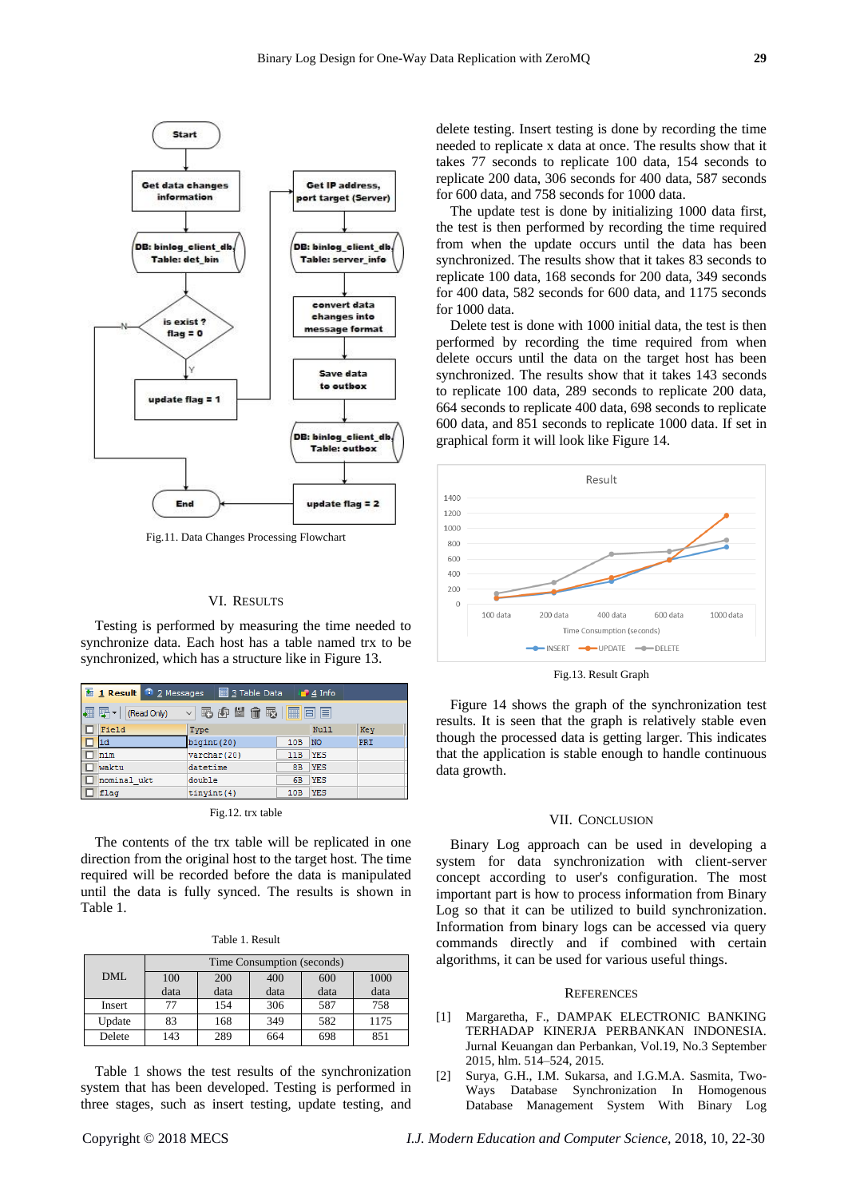Fig.11. Data Changes Processing Flowchart

## VI. RESULTS

Testing is performed by measuring the time needed to synchronize data. Each host has a table named trx to be synchronized, which has a structure like in Figure 13.

Fig.12. trx table

The contents of the trx table will be replicated in one direction from the original host to the target host. The time required will be recorded before the data is manipulated until the data is fully synced. The results is shown in Table 1.

Table 1. Result

| DML | Time Consumption (seconds) | | | | |
|---|---|---|---|---|---|
| | 100 data | 200 data | 400 data | 600 data | 1000 data |
| Insert | 77 | 154 | 306 | 587 | 758 |
| Update | 83 | 168 | 349 | 582 | 1175 |
| Delete | 143 | 289 | 664 | 698 | 851 |

Table 1 shows the test results of the synchronization system that has been developed. Testing is performed in three stages, such as insert testing, update testing, and delete testing. Insert testing is done by recording the time needed to replicate x data at once. The results show that it takes 77 seconds to replicate 100 data, 154 seconds to replicate 200 data, 306 seconds for 400 data, 587 seconds for 600 data, and 758 seconds for 1000 data.

The update test is done by initializing 1000 data first, the test is then performed by recording the time required from when the update occurs until the data has been synchronized. The results show that it takes 83 seconds to replicate 100 data, 168 seconds for 200 data, 349 seconds for 400 data, 582 seconds for 600 data, and 1175 seconds for 1000 data.

Delete test is done with 1000 initial data, the test is then performed by recording the time required from when delete occurs until the data on the target host has been synchronized. The results show that it takes 143 seconds to replicate 100 data, 289 seconds to replicate 200 data, 664 seconds to replicate 400 data, 698 seconds to replicate 600 data, and 851 seconds to replicate 1000 data. If set in graphical form it will look like Figure 14.

Fig.13. Result Graph

Figure 14 shows the graph of the synchronization test results. It is seen that the graph is relatively stable even though the processed data is getting larger. This indicates that the application is stable enough to handle continuous data growth.

## VII. CONCLUSION

Binary Log approach can be used in developing a system for data synchronization with client-server concept according to user's configuration. The most important part is how to process information from Binary Log so that it can be utilized to build synchronization. Information from binary logs can be accessed via query commands directly and if combined with certain algorithms, it can be used for various useful things.

## REFERENCES

[1] Margaretha, F., DAMPAK ELECTRONIC BANKING TERHADAP KINERJA PERBANKAN INDONESIA. Jurnal Keuangan dan Perbankan, Vol.19, No.3 September 2015, hlm. 514–524, 2015.

[2] Surya, G.H., I.M. Sukarsa, and I.G.M.A. Sasmita, Two-Ways Database Synchronization In Homogenous Database Management System With Binary Log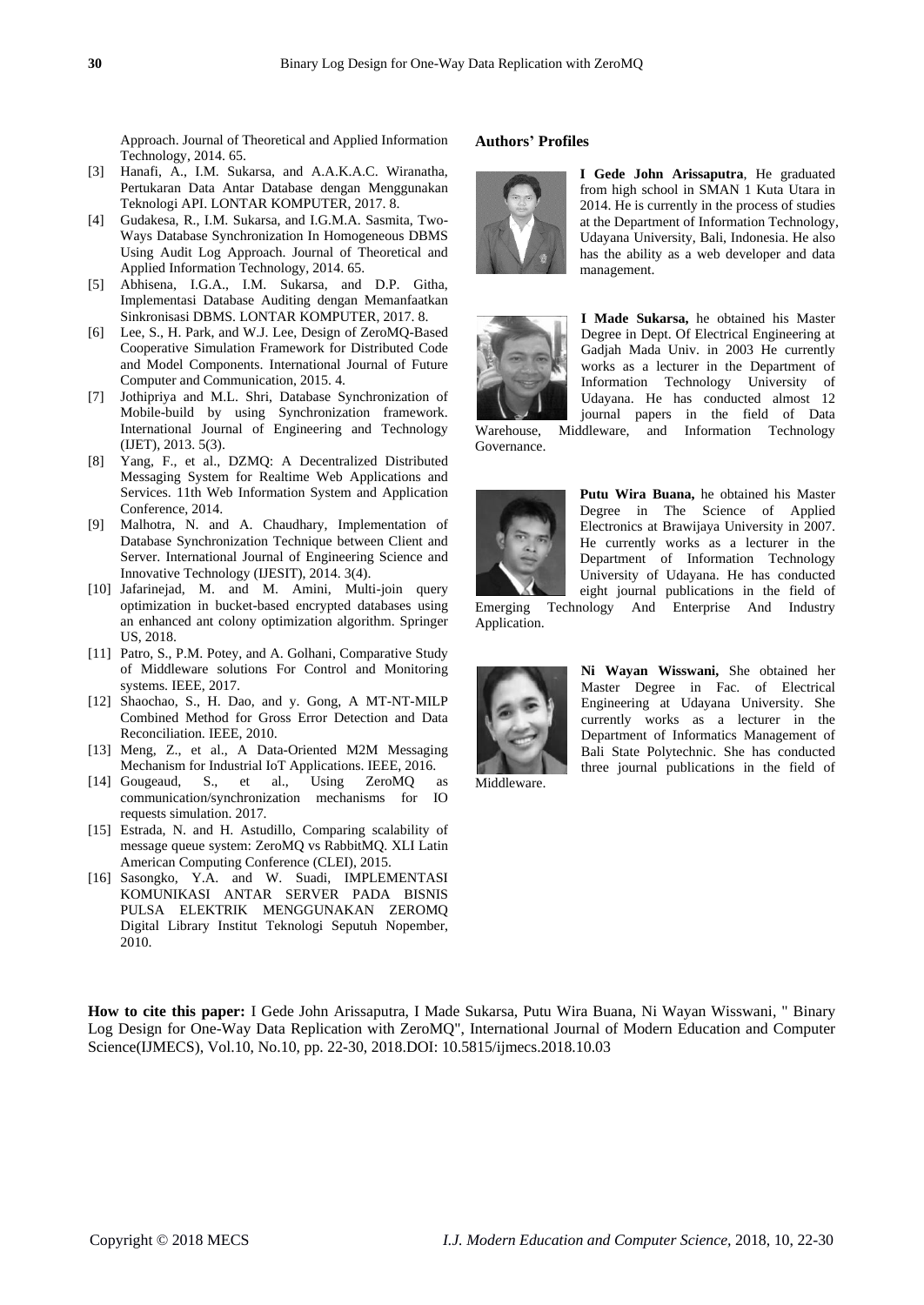Approach. Journal of Theoretical and Applied Information Technology, 2014. 65.

[3] Hanafi, A., I.M. Sukarsa, and A.A.K.A.C. Wiranatha, Pertukaran Data Antar Database dengan Menggunakan Teknologi API. LONTAR KOMPUTER, 2017. 8.

[4] Gudakesa, R., I.M. Sukarsa, and I.G.M.A. Sasmita, Two-Ways Database Synchronization In Homogeneous DBMS Using Audit Log Approach. Journal of Theoretical and Applied Information Technology, 2014. 65.

[5] Abhisena, I.G.A., I.M. Sukarsa, and D.P. Githa, Implementasi Database Auditing dengan Memanfaatkan Sinkronisasi DBMS. LONTAR KOMPUTER, 2017. 8.

[6] Lee, S., H. Park, and W.J. Lee, Design of ZeroMQ-Based Cooperative Simulation Framework for Distributed Code and Model Components. International Journal of Future Computer and Communication, 2015. 4.

[7] Jothipriya and M.L. Shri, Database Synchronization of Mobile-build by using Synchronization framework. International Journal of Engineering and Technology (IJET), 2013. 5(3).

[8] Yang, F., et al., DZMQ: A Decentralized Distributed Messaging System for Realtime Web Applications and Services. 11th Web Information System and Application Conference, 2014.

[9] Malhotra, N. and A. Chaudhary, Implementation of Database Synchronization Technique between Client and Server. International Journal of Engineering Science and Innovative Technology (IJESIT), 2014. 3(4).

[10] Jafarinejad, M. and M. Amini, Multi-join query optimization in bucket-based encrypted databases using an enhanced ant colony optimization algorithm. Springer US, 2018.

[11] Patro, S., P.M. Potey, and A. Golhani, Comparative Study of Middleware solutions For Control and Monitoring systems. IEEE, 2017.

[12] Shaochao, S., H. Dao, and y. Gong, A MT-NT-MILP Combined Method for Gross Error Detection and Data Reconciliation. IEEE, 2010.

[13] Meng, Z., et al., A Data-Oriented M2M Messaging Mechanism for Industrial IoT Applications. IEEE, 2016.

[14] Gougeaud, S., et al., Using ZeroMQ as communication/synchronization mechanisms for IO requests simulation. 2017.

[15] Estrada, N. and H. Astudillo, Comparing scalability of message queue system: ZeroMQ vs RabbitMQ. XLI Latin American Computing Conference (CLEI), 2015.

[16] Sasongko, Y.A. and W. Suadi, IMPLEMENTASI KOMUNIKASI ANTAR SERVER PADA BISNIS PULSA ELEKTRIK MENGGUNAKAN ZEROMQ Digital Library Institut Teknologi Seputuh Nopember, 2010.

## Authors' Profiles

**I Gede John Arissaputra**, He graduated from high school in SMAN 1 Kuta Utara in 2014. He is currently in the process of studies at the Department of Information Technology, Udayana University, Bali, Indonesia. He also has the ability as a web developer and data management.

**I Made Sukarsa,** he obtained his Master Degree in Dept. Of Electrical Engineering at Gadjah Mada Univ. in 2003 He currently works as a lecturer in the Department of Information Technology University of Udayana. He has conducted almost 12 journal papers in the field of Data Warehouse, Middleware, and Information Technology Governance.

**Putu Wira Buana,** he obtained his Master Degree in The Science of Applied Electronics at Brawijaya University in 2007. He currently works as a lecturer in the Department of Information Technology University of Udayana. He has conducted eight journal publications in the field of Emerging Technology And Enterprise And Industry Application.

**Ni Wayan Wisswani,** She obtained her Master Degree in Fac. of Electrical Engineering at Udayana University. She currently works as a lecturer in the Department of Informatics Management of Bali State Polytechnic. She has conducted three journal publications in the field of Middleware.

**How to cite this paper:** I Gede John Arissaputra, I Made Sukarsa, Putu Wira Buana, Ni Wayan Wisswani, " Binary Log Design for One-Way Data Replication with ZeroMQ", International Journal of Modern Education and Computer Science(IJMECS), Vol.10, No.10, pp. 22-30, 2018.DOI: 10.5815/ijmecs.2018.10.03